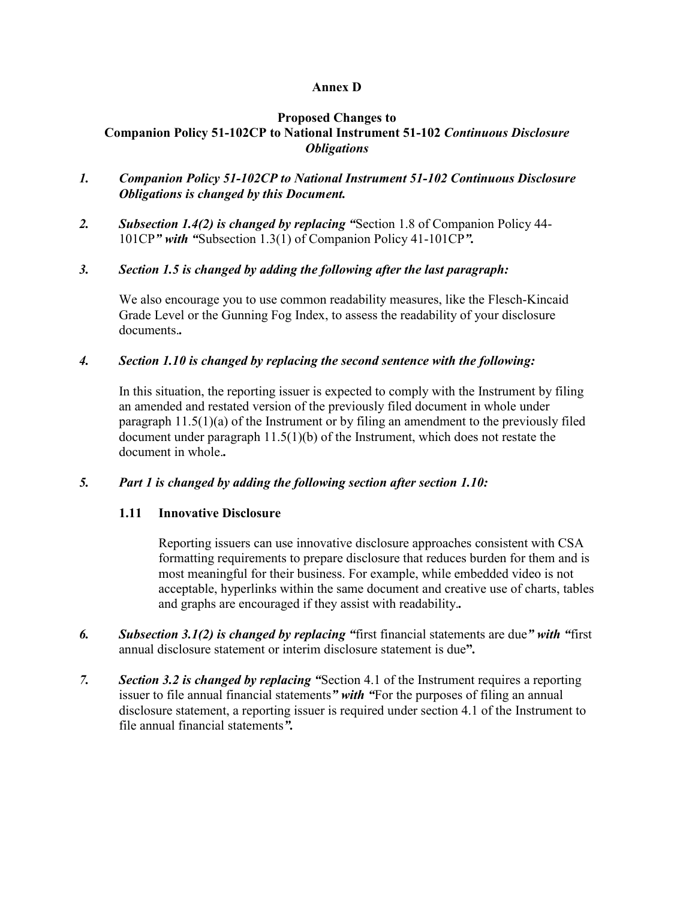**Annex D**

**Proposed Changes to**
**Companion Policy 51-102CP to National Instrument 51-102 *Continuous Disclosure Obligations***

1. ***Companion Policy 51-102CP to National Instrument 51-102 Continuous Disclosure Obligations is changed by this Document.***

2. ***Subsection 1.4(2) is changed by replacing "***Section 1.8 of Companion Policy 44-101CP***" with "***Subsection 1.3(1) of Companion Policy 41-101CP***".***

3. ***Section 1.5 is changed by adding the following after the last paragraph:***

   We also encourage you to use common readability measures, like the Flesch-Kincaid Grade Level or the Gunning Fog Index, to assess the readability of your disclosure documents.**.**

4. ***Section 1.10 is changed by replacing the second sentence with the following:***

   In this situation, the reporting issuer is expected to comply with the Instrument by filing an amended and restated version of the previously filed document in whole under paragraph 11.5(1)(a) of the Instrument or by filing an amendment to the previously filed document under paragraph 11.5(1)(b) of the Instrument, which does not restate the document in whole.**.**

5. ***Part 1 is changed by adding the following section after section 1.10:***

   **1.11 Innovative Disclosure**

   Reporting issuers can use innovative disclosure approaches consistent with CSA formatting requirements to prepare disclosure that reduces burden for them and is most meaningful for their business. For example, while embedded video is not acceptable, hyperlinks within the same document and creative use of charts, tables and graphs are encouraged if they assist with readability.**.**

6. ***Subsection 3.1(2) is changed by replacing "***first financial statements are due***" with "***first annual disclosure statement or interim disclosure statement is due**".**

7. ***Section 3.2 is changed by replacing "***Section 4.1 of the Instrument requires a reporting issuer to file annual financial statements***" with "***For the purposes of filing an annual disclosure statement, a reporting issuer is required under section 4.1 of the Instrument to file annual financial statements***".***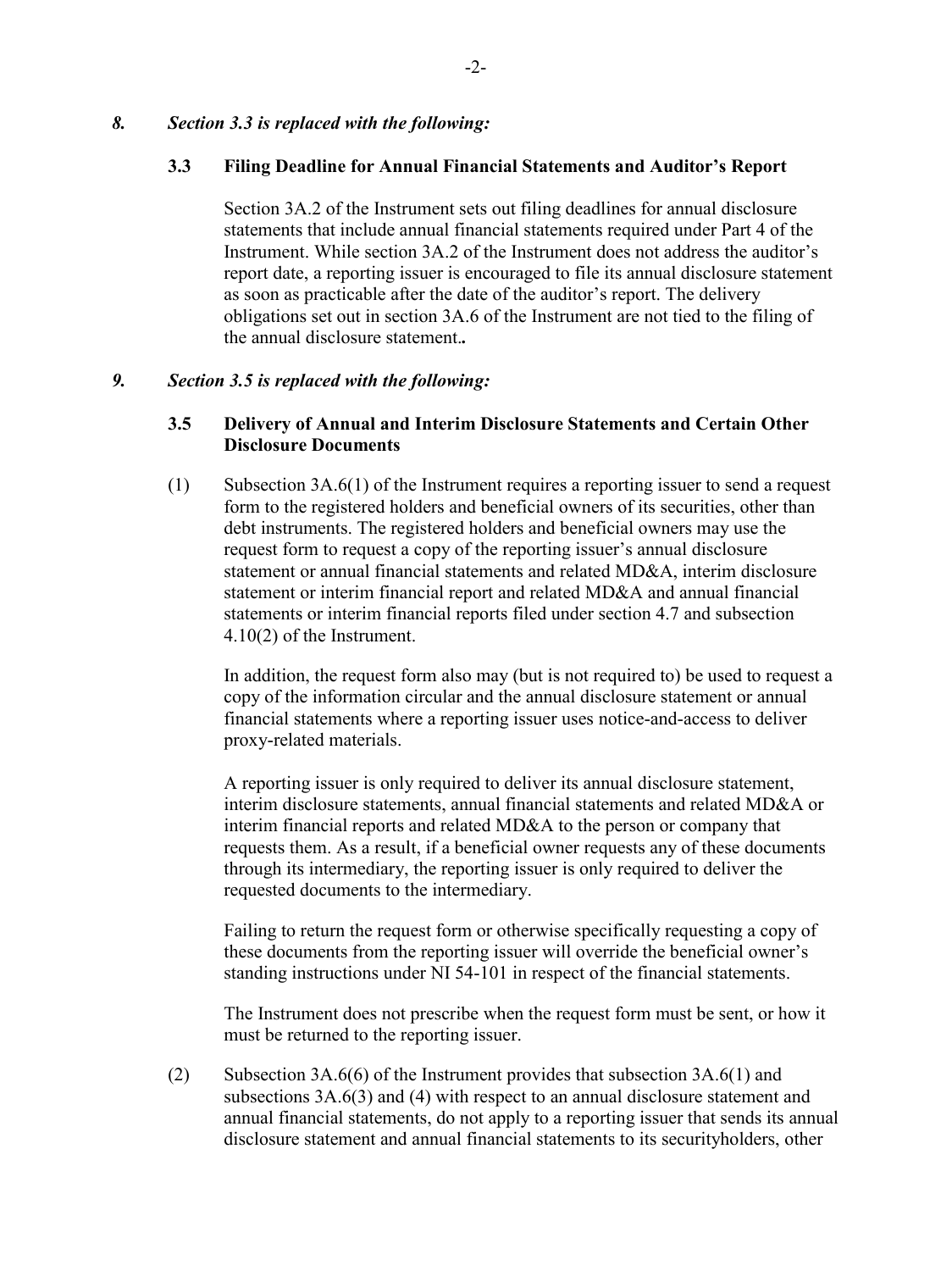*8. Section 3.3 is replaced with the following:*

**3.3 Filing Deadline for Annual Financial Statements and Auditor's Report**

Section 3A.2 of the Instrument sets out filing deadlines for annual disclosure statements that include annual financial statements required under Part 4 of the Instrument. While section 3A.2 of the Instrument does not address the auditor's report date, a reporting issuer is encouraged to file its annual disclosure statement as soon as practicable after the date of the auditor's report. The delivery obligations set out in section 3A.6 of the Instrument are not tied to the filing of the annual disclosure statement.**.**

*9. Section 3.5 is replaced with the following:*

**3.5 Delivery of Annual and Interim Disclosure Statements and Certain Other Disclosure Documents**

(1) Subsection 3A.6(1) of the Instrument requires a reporting issuer to send a request form to the registered holders and beneficial owners of its securities, other than debt instruments. The registered holders and beneficial owners may use the request form to request a copy of the reporting issuer's annual disclosure statement or annual financial statements and related MD&A, interim disclosure statement or interim financial report and related MD&A and annual financial statements or interim financial reports filed under section 4.7 and subsection 4.10(2) of the Instrument.

In addition, the request form also may (but is not required to) be used to request a copy of the information circular and the annual disclosure statement or annual financial statements where a reporting issuer uses notice-and-access to deliver proxy-related materials.

A reporting issuer is only required to deliver its annual disclosure statement, interim disclosure statements, annual financial statements and related MD&A or interim financial reports and related MD&A to the person or company that requests them. As a result, if a beneficial owner requests any of these documents through its intermediary, the reporting issuer is only required to deliver the requested documents to the intermediary.

Failing to return the request form or otherwise specifically requesting a copy of these documents from the reporting issuer will override the beneficial owner's standing instructions under NI 54-101 in respect of the financial statements.

The Instrument does not prescribe when the request form must be sent, or how it must be returned to the reporting issuer.

(2) Subsection 3A.6(6) of the Instrument provides that subsection 3A.6(1) and subsections 3A.6(3) and (4) with respect to an annual disclosure statement and annual financial statements, do not apply to a reporting issuer that sends its annual disclosure statement and annual financial statements to its securityholders, other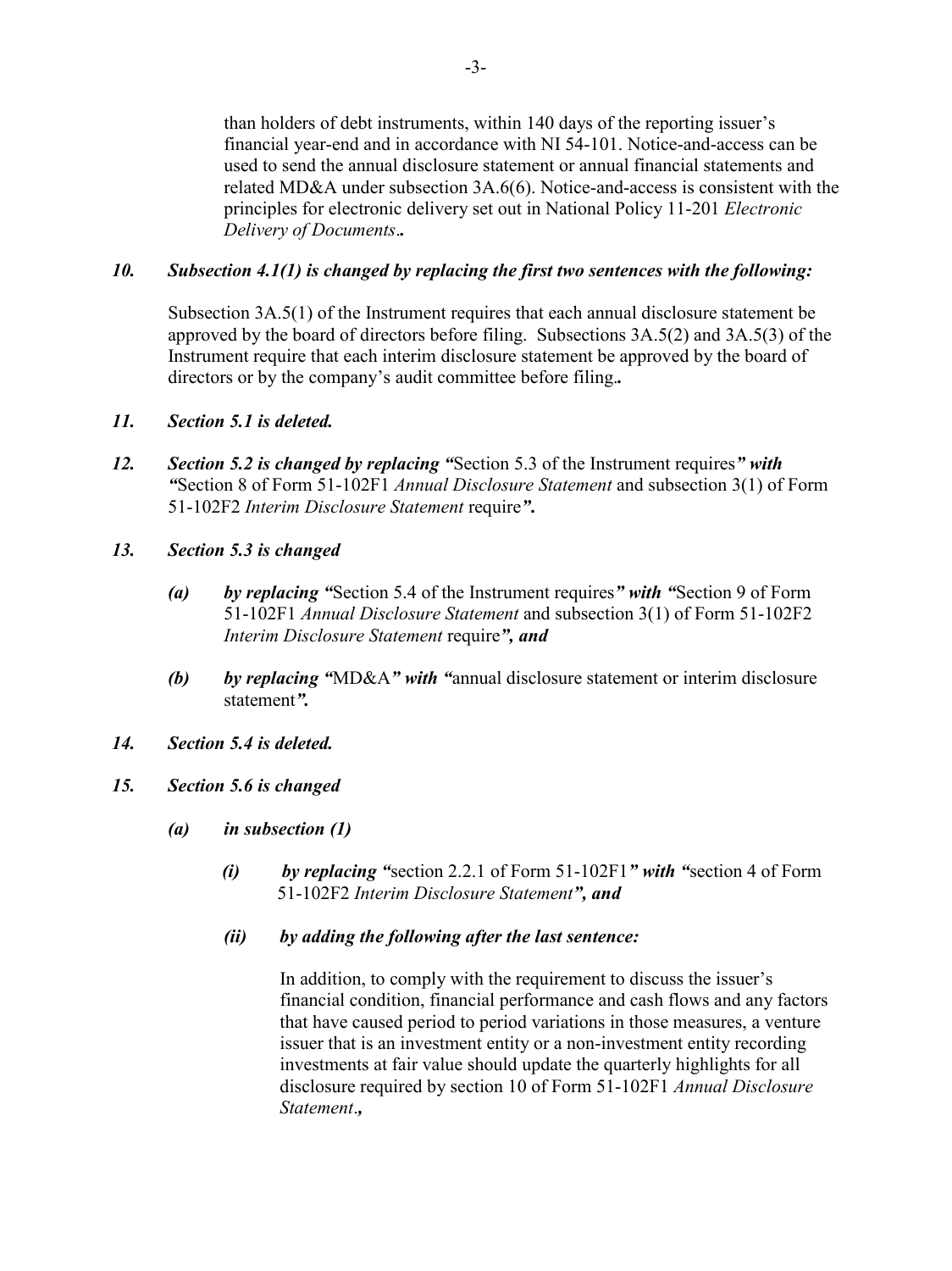than holders of debt instruments, within 140 days of the reporting issuer's financial year-end and in accordance with NI 54-101. Notice-and-access can be used to send the annual disclosure statement or annual financial statements and related MD&A under subsection 3A.6(6). Notice-and-access is consistent with the principles for electronic delivery set out in National Policy 11-201 *Electronic Delivery of Documents*.**.**

***10. Subsection 4.1(1) is changed by replacing the first two sentences with the following:***

Subsection 3A.5(1) of the Instrument requires that each annual disclosure statement be approved by the board of directors before filing. Subsections 3A.5(2) and 3A.5(3) of the Instrument require that each interim disclosure statement be approved by the board of directors or by the company's audit committee before filing.**.**

***11. Section 5.1 is deleted.***

***12. Section 5.2 is changed by replacing "***Section 5.3 of the Instrument requires***" with "***Section 8 of Form 51-102F1 *Annual Disclosure Statement* and subsection 3(1) of Form 51-102F2 *Interim Disclosure Statement* require***".***

***13. Section 5.3 is changed***

***(a) by replacing "***Section 5.4 of the Instrument requires***" with "***Section 9 of Form 51-102F1 *Annual Disclosure Statement* and subsection 3(1) of Form 51-102F2 *Interim Disclosure Statement* require***", and***

***(b) by replacing "***MD&A***" with "***annual disclosure statement or interim disclosure statement***".***

***14. Section 5.4 is deleted.***

***15. Section 5.6 is changed***

***(a) in subsection (1)***

***(i) by replacing "***section 2.2.1 of Form 51-102F1***" with "***section 4 of Form 51-102F2 *Interim Disclosure Statement****", and***

***(ii) by adding the following after the last sentence:***

In addition, to comply with the requirement to discuss the issuer's financial condition, financial performance and cash flows and any factors that have caused period to period variations in those measures, a venture issuer that is an investment entity or a non-investment entity recording investments at fair value should update the quarterly highlights for all disclosure required by section 10 of Form 51-102F1 *Annual Disclosure Statement*.***,***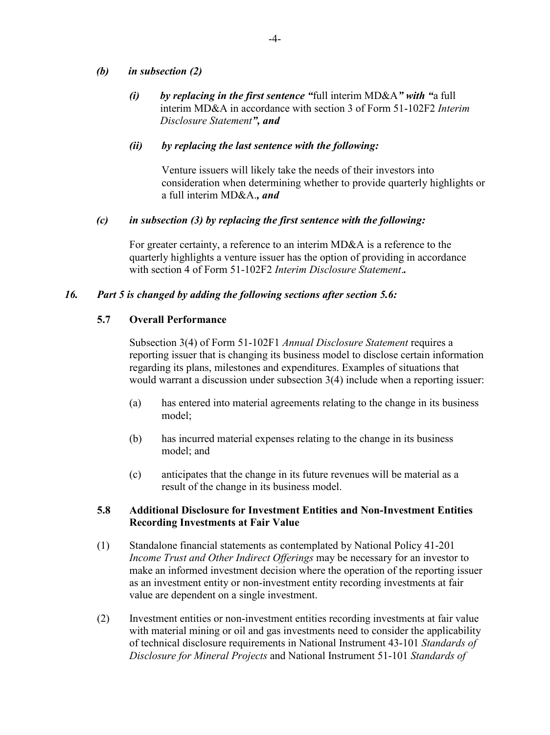*(b) in subsection (2)*

*(i) by replacing in the first sentence "*full interim MD&A*" with "*a full interim MD&A in accordance with section 3 of Form 51-102F2 *Interim Disclosure Statement*", and*

*(ii) by replacing the last sentence with the following:*

Venture issuers will likely take the needs of their investors into consideration when determining whether to provide quarterly highlights or a full interim MD&A.*, and*

*(c) in subsection (3) by replacing the first sentence with the following:*

For greater certainty, a reference to an interim MD&A is a reference to the quarterly highlights a venture issuer has the option of providing in accordance with section 4 of Form 51-102F2 *Interim Disclosure Statement*.**.**

***16. Part 5 is changed by adding the following sections after section 5.6:***

**5.7 Overall Performance**

Subsection 3(4) of Form 51-102F1 *Annual Disclosure Statement* requires a reporting issuer that is changing its business model to disclose certain information regarding its plans, milestones and expenditures. Examples of situations that would warrant a discussion under subsection 3(4) include when a reporting issuer:

(a) has entered into material agreements relating to the change in its business model;

(b) has incurred material expenses relating to the change in its business model; and

(c) anticipates that the change in its future revenues will be material as a result of the change in its business model.

**5.8 Additional Disclosure for Investment Entities and Non-Investment Entities Recording Investments at Fair Value**

(1) Standalone financial statements as contemplated by National Policy 41-201 *Income Trust and Other Indirect Offerings* may be necessary for an investor to make an informed investment decision where the operation of the reporting issuer as an investment entity or non-investment entity recording investments at fair value are dependent on a single investment.

(2) Investment entities or non-investment entities recording investments at fair value with material mining or oil and gas investments need to consider the applicability of technical disclosure requirements in National Instrument 43-101 *Standards of Disclosure for Mineral Projects* and National Instrument 51-101 *Standards of*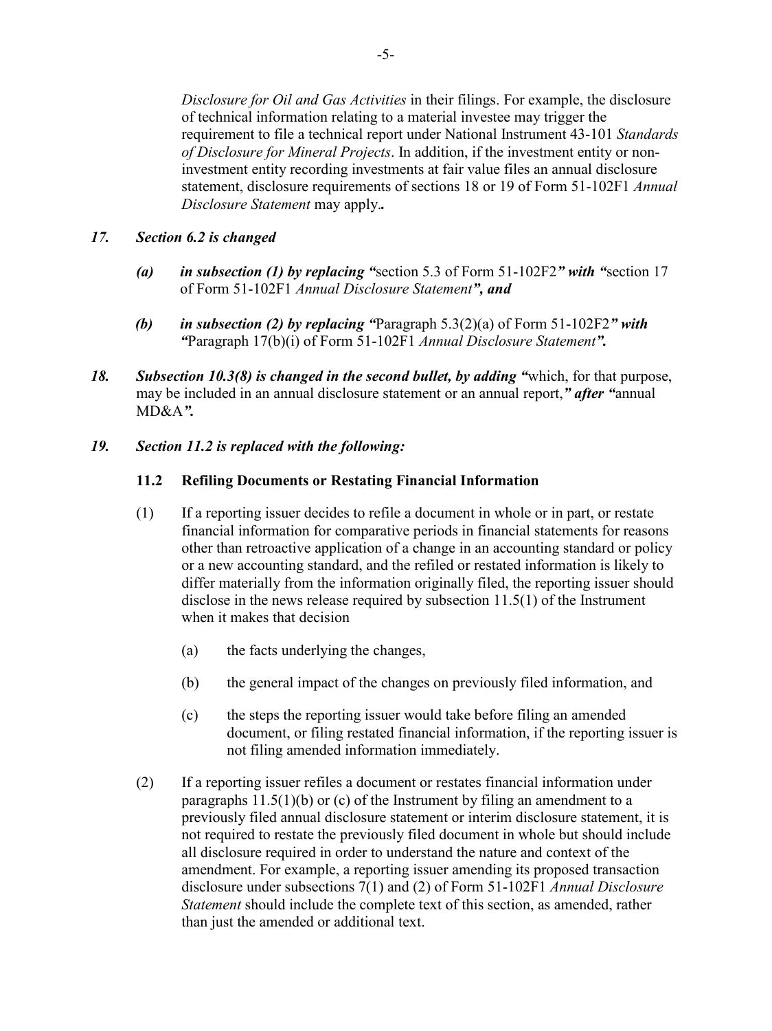*Disclosure for Oil and Gas Activities* in their filings. For example, the disclosure of technical information relating to a material investee may trigger the requirement to file a technical report under National Instrument 43-101 *Standards of Disclosure for Mineral Projects*. In addition, if the investment entity or non-investment entity recording investments at fair value files an annual disclosure statement, disclosure requirements of sections 18 or 19 of Form 51-102F1 *Annual Disclosure Statement* may apply.**.**

***17. Section 6.2 is changed***

- ***(a) in subsection (1) by replacing "***section 5.3 of Form 51-102F2***" with "***section 17 of Form 51-102F1 *Annual Disclosure Statement****", and***

- ***(b) in subsection (2) by replacing "***Paragraph 5.3(2)(a) of Form 51-102F2***" with "***Paragraph 17(b)(i) of Form 51-102F1 *Annual Disclosure Statement****".***

***18. Subsection 10.3(8) is changed in the second bullet, by adding "***which, for that purpose, may be included in an annual disclosure statement or an annual report,***" after "***annual MD&A***".***

***19. Section 11.2 is replaced with the following:***

**11.2 Refiling Documents or Restating Financial Information**

(1) If a reporting issuer decides to refile a document in whole or in part, or restate financial information for comparative periods in financial statements for reasons other than retroactive application of a change in an accounting standard or policy or a new accounting standard, and the refiled or restated information is likely to differ materially from the information originally filed, the reporting issuer should disclose in the news release required by subsection 11.5(1) of the Instrument when it makes that decision

(a) the facts underlying the changes,

(b) the general impact of the changes on previously filed information, and

(c) the steps the reporting issuer would take before filing an amended document, or filing restated financial information, if the reporting issuer is not filing amended information immediately.

(2) If a reporting issuer refiles a document or restates financial information under paragraphs 11.5(1)(b) or (c) of the Instrument by filing an amendment to a previously filed annual disclosure statement or interim disclosure statement, it is not required to restate the previously filed document in whole but should include all disclosure required in order to understand the nature and context of the amendment. For example, a reporting issuer amending its proposed transaction disclosure under subsections 7(1) and (2) of Form 51-102F1 *Annual Disclosure Statement* should include the complete text of this section, as amended, rather than just the amended or additional text.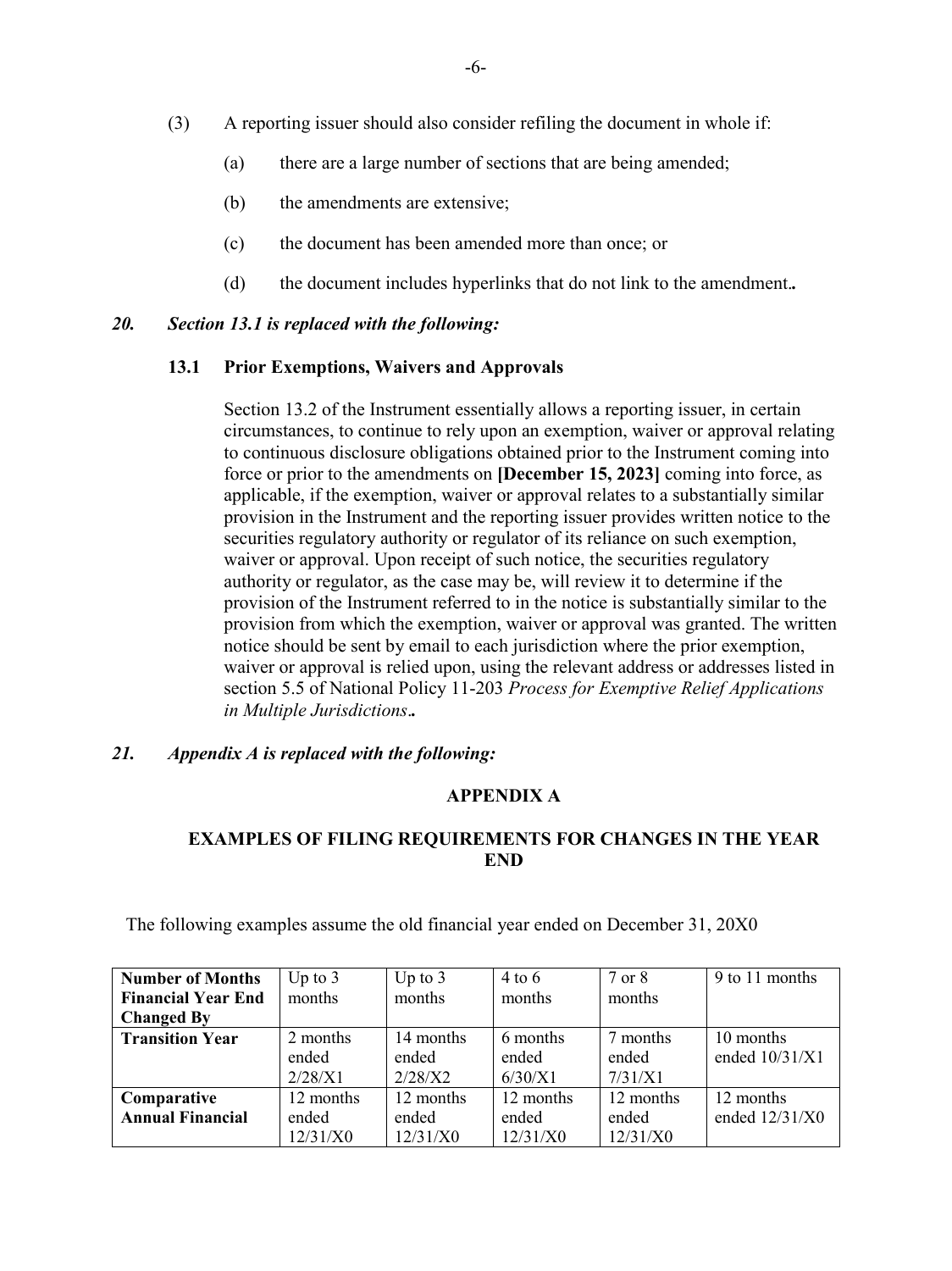(3) A reporting issuer should also consider refiling the document in whole if:

(a) there are a large number of sections that are being amended;

(b) the amendments are extensive;

(c) the document has been amended more than once; or

(d) the document includes hyperlinks that do not link to the amendment.**.**

***20. Section 13.1 is replaced with the following:***

**13.1 Prior Exemptions, Waivers and Approvals**

Section 13.2 of the Instrument essentially allows a reporting issuer, in certain circumstances, to continue to rely upon an exemption, waiver or approval relating to continuous disclosure obligations obtained prior to the Instrument coming into force or prior to the amendments on **[December 15, 2023]** coming into force, as applicable, if the exemption, waiver or approval relates to a substantially similar provision in the Instrument and the reporting issuer provides written notice to the securities regulatory authority or regulator of its reliance on such exemption, waiver or approval. Upon receipt of such notice, the securities regulatory authority or regulator, as the case may be, will review it to determine if the provision of the Instrument referred to in the notice is substantially similar to the provision from which the exemption, waiver or approval was granted. The written notice should be sent by email to each jurisdiction where the prior exemption, waiver or approval is relied upon, using the relevant address or addresses listed in section 5.5 of National Policy 11-203 *Process for Exemptive Relief Applications in Multiple Jurisdictions*.**.**

***21. Appendix A is replaced with the following:***

**APPENDIX A**

**EXAMPLES OF FILING REQUIREMENTS FOR CHANGES IN THE YEAR END**

The following examples assume the old financial year ended on December 31, 20X0

| **Number of Months Financial Year End Changed By** | Up to 3 months | Up to 3 months | 4 to 6 months | 7 or 8 months | 9 to 11 months |
|---|---|---|---|---|---|
| **Transition Year** | 2 months ended 2/28/X1 | 14 months ended 2/28/X2 | 6 months ended 6/30/X1 | 7 months ended 7/31/X1 | 10 months ended 10/31/X1 |
| **Comparative Annual Financial** | 12 months ended 12/31/X0 | 12 months ended 12/31/X0 | 12 months ended 12/31/X0 | 12 months ended 12/31/X0 | 12 months ended 12/31/X0 |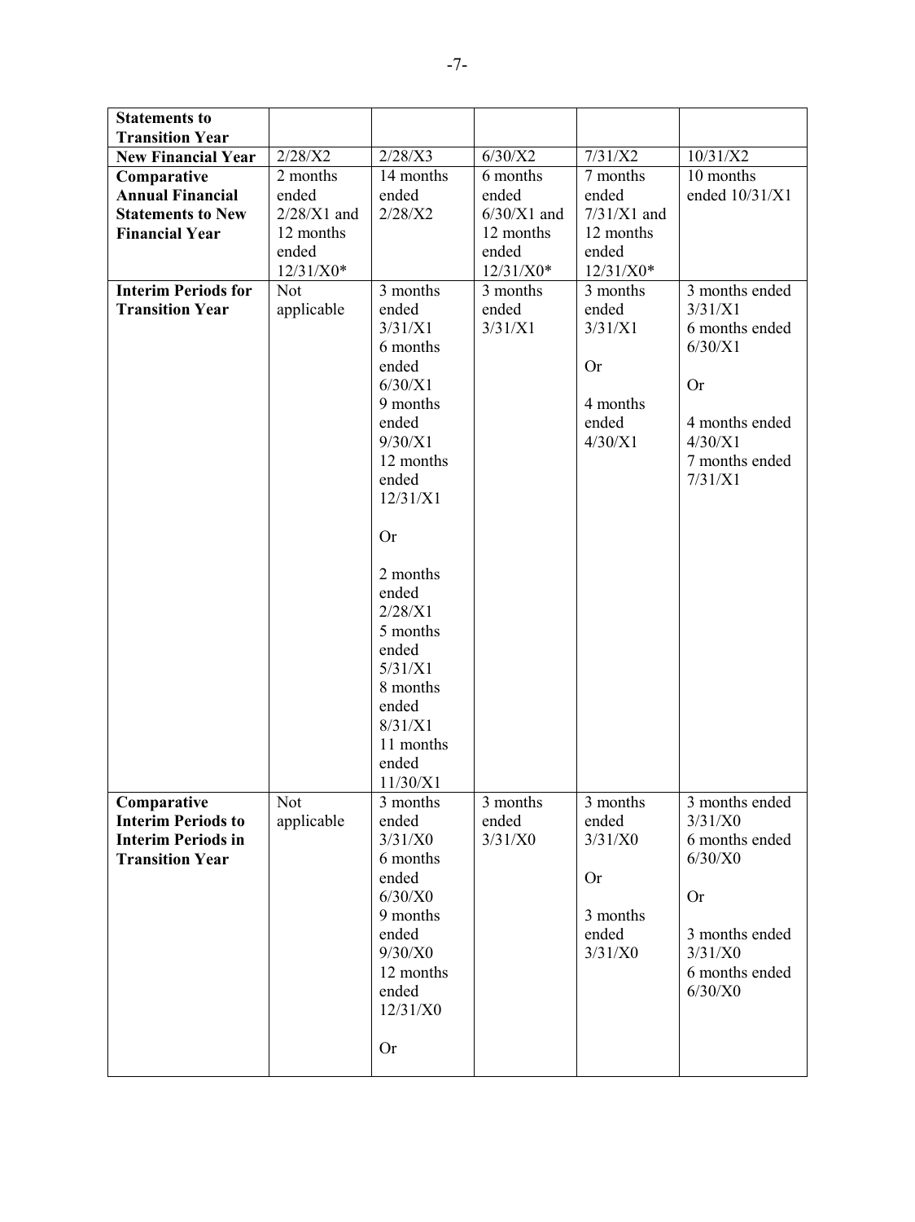| Statements to Transition Year | | | | | |
|---|---|---|---|---|---|
| **New Financial Year** | 2/28/X2 | 2/28/X3 | 6/30/X2 | 7/31/X2 | 10/31/X2 |
| **Comparative Annual Financial Statements to New Financial Year** | 2 months ended 2/28/X1 and 12 months ended 12/31/X0* | 14 months ended 2/28/X2 | 6 months ended 6/30/X1 and 12 months ended 12/31/X0* | 7 months ended 7/31/X1 and 12 months ended 12/31/X0* | 10 months ended 10/31/X1 |
| **Interim Periods for Transition Year** | Not applicable | 3 months ended 3/31/X1<br>6 months ended 6/30/X1<br>9 months ended 9/30/X1<br>12 months ended 12/31/X1<br><br>Or<br><br>2 months ended 2/28/X1<br>5 months ended 5/31/X1<br>8 months ended 8/31/X1<br>11 months ended 11/30/X1 | 3 months ended 3/31/X1 | 3 months ended 3/31/X1<br><br>Or<br><br>4 months ended 4/30/X1 | 3 months ended 3/31/X1<br>6 months ended 6/30/X1<br><br>Or<br><br>4 months ended 4/30/X1<br>7 months ended 7/31/X1 |
| **Comparative Interim Periods to Interim Periods in Transition Year** | Not applicable | 3 months ended 3/31/X0<br>6 months ended 6/30/X0<br>9 months ended 9/30/X0<br>12 months ended 12/31/X0<br><br>Or | 3 months ended 3/31/X0 | 3 months ended 3/31/X0<br><br>Or<br><br>3 months ended 3/31/X0 | 3 months ended 3/31/X0<br>6 months ended 6/30/X0<br><br>Or<br><br>3 months ended 3/31/X0<br>6 months ended 6/30/X0 |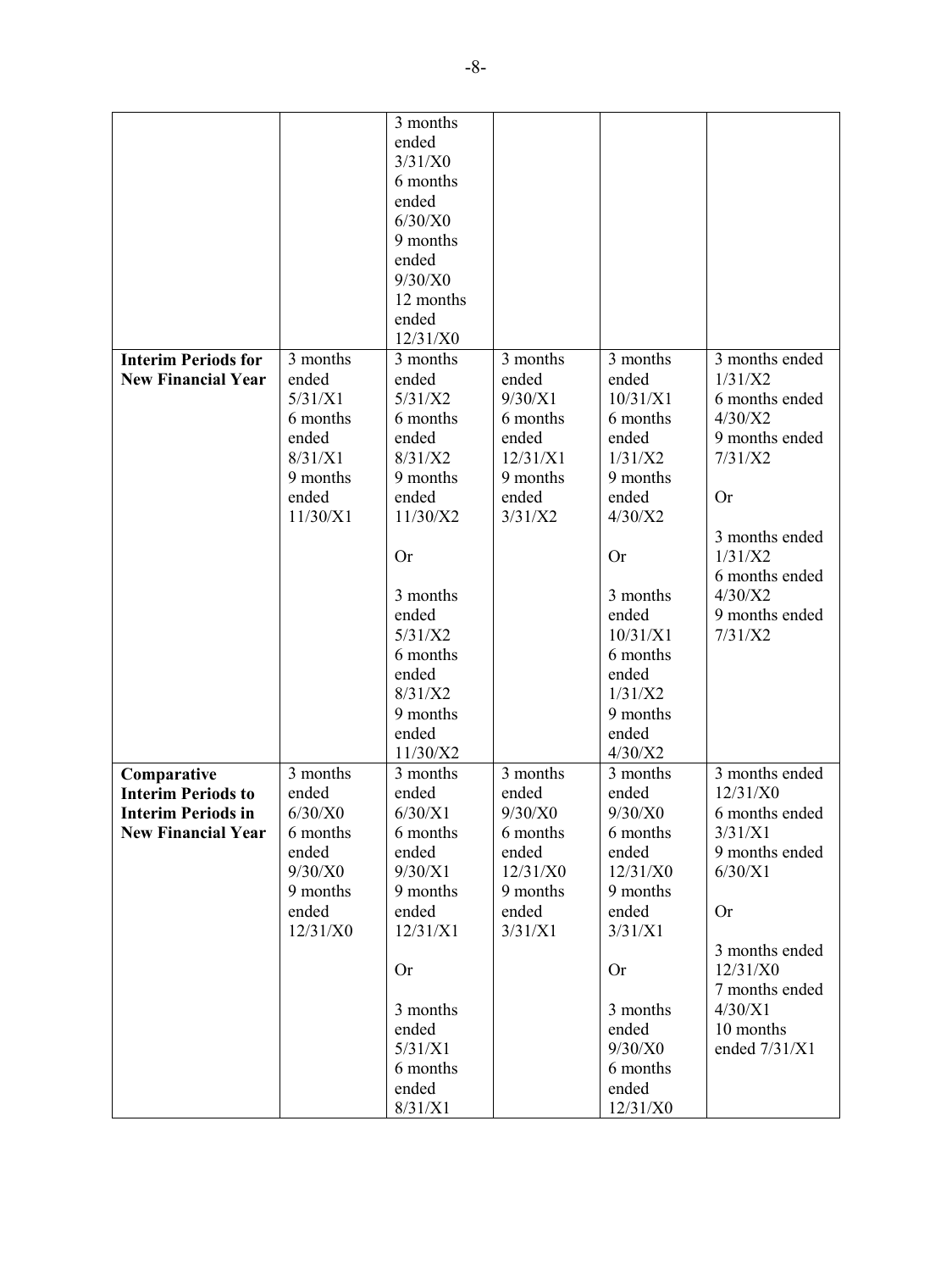| | | 3 months ended 3/31/X0<br>6 months ended 6/30/X0<br>9 months ended 9/30/X0<br>12 months ended 12/31/X0 | | | |
|---|---|---|---|---|---|
| **Interim Periods for New Financial Year** | 3 months ended 5/31/X1<br>6 months ended 8/31/X1<br>9 months ended 11/30/X1 | 3 months ended 5/31/X2<br>6 months ended 8/31/X2<br>9 months ended 11/30/X2<br><br>Or<br><br>3 months ended 5/31/X2<br>6 months ended 8/31/X2<br>9 months ended 11/30/X2 | 3 months ended 9/30/X1<br>6 months ended 12/31/X1<br>9 months ended 3/31/X2 | 3 months ended 10/31/X1<br>6 months ended 1/31/X2<br>9 months ended 4/30/X2<br><br>Or<br><br>3 months ended 10/31/X1<br>6 months ended 1/31/X2<br>9 months ended 4/30/X2 | 3 months ended 1/31/X2<br>6 months ended 4/30/X2<br>9 months ended 7/31/X2<br><br>Or<br><br>3 months ended 1/31/X2<br>6 months ended 4/30/X2<br>9 months ended 7/31/X2 |
| **Comparative Interim Periods to Interim Periods in New Financial Year** | 3 months ended 6/30/X0<br>6 months ended 9/30/X0<br>9 months ended 12/31/X0 | 3 months ended 6/30/X1<br>6 months ended 9/30/X1<br>9 months ended 12/31/X1<br><br>Or<br><br>3 months ended 5/31/X1<br>6 months ended 8/31/X1 | 3 months ended 9/30/X0<br>6 months ended 12/31/X0<br>9 months ended 3/31/X1 | 3 months ended 9/30/X0<br>6 months ended 12/31/X0<br>9 months ended 3/31/X1<br><br>Or<br><br>3 months ended 9/30/X0<br>6 months ended 12/31/X0 | 3 months ended 12/31/X0<br>6 months ended 3/31/X1<br>9 months ended 6/30/X1<br><br>Or<br><br>3 months ended 12/31/X0<br>7 months ended 4/30/X1<br>10 months ended 7/31/X1 |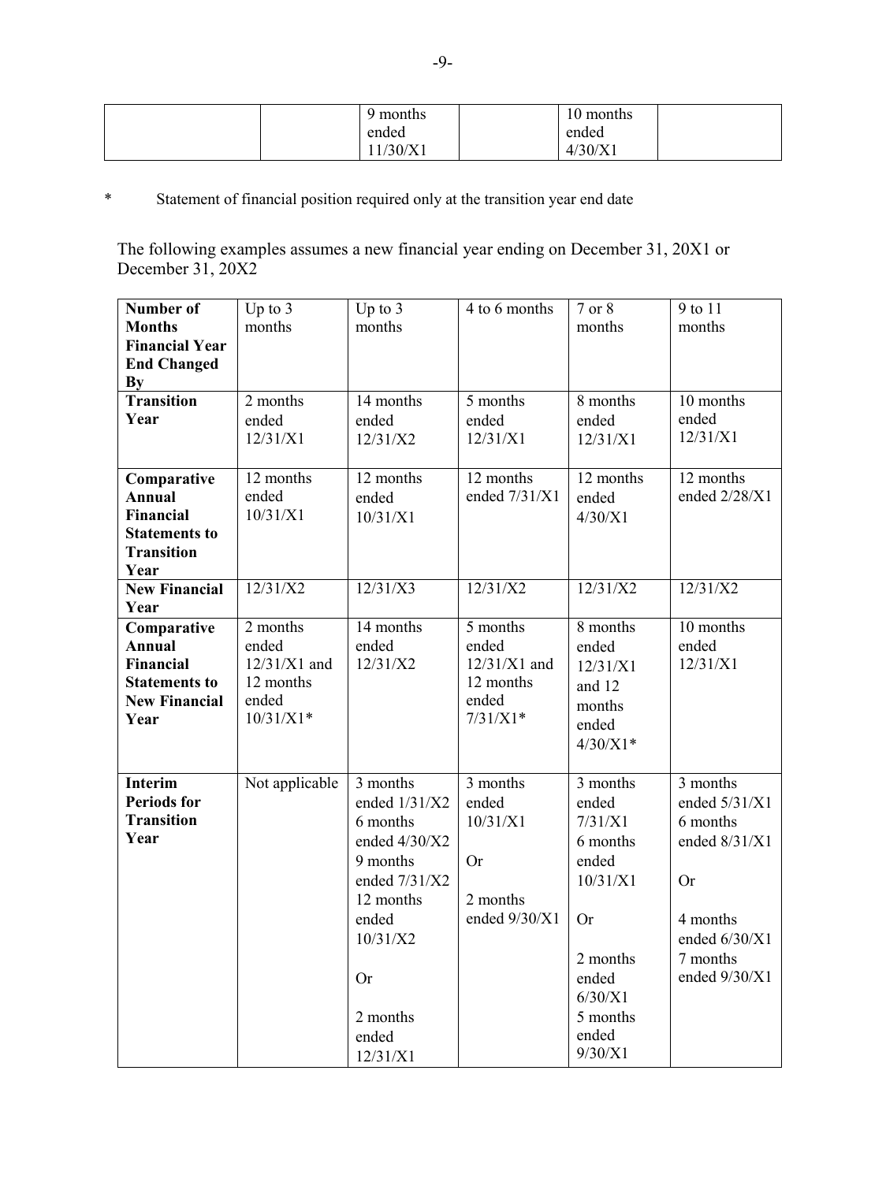| | | 9 months ended 11/30/X1 | | 10 months ended 4/30/X1 | |
|---|---|---|---|---|---|

\* Statement of financial position required only at the transition year end date

The following examples assumes a new financial year ending on December 31, 20X1 or December 31, 20X2

| **Number of Months Financial Year End Changed By** | Up to 3 months | Up to 3 months | 4 to 6 months | 7 or 8 months | 9 to 11 months |
|---|---|---|---|---|---|
| **Transition Year** | 2 months ended 12/31/X1 | 14 months ended 12/31/X2 | 5 months ended 12/31/X1 | 8 months ended 12/31/X1 | 10 months ended 12/31/X1 |
| **Comparative Annual Financial Statements to Transition Year** | 12 months ended 10/31/X1 | 12 months ended 10/31/X1 | 12 months ended 7/31/X1 | 12 months ended 4/30/X1 | 12 months ended 2/28/X1 |
| **New Financial Year** | 12/31/X2 | 12/31/X3 | 12/31/X2 | 12/31/X2 | 12/31/X2 |
| **Comparative Annual Financial Statements to New Financial Year** | 2 months ended 12/31/X1 and 12 months ended 10/31/X1* | 14 months ended 12/31/X2 | 5 months ended 12/31/X1 and 12 months ended 7/31/X1* | 8 months ended 12/31/X1 and 12 months ended 4/30/X1* | 10 months ended 12/31/X1 |
| **Interim Periods for Transition Year** | Not applicable | 3 months ended 1/31/X2<br>6 months ended 4/30/X2<br>9 months ended 7/31/X2<br>12 months ended 10/31/X2<br><br>Or<br><br>2 months ended 12/31/X1 | 3 months ended 10/31/X1<br><br>Or<br><br>2 months ended 9/30/X1 | 3 months ended 7/31/X1<br>6 months ended 10/31/X1<br><br>Or<br><br>2 months ended 6/30/X1<br>5 months ended 9/30/X1 | 3 months ended 5/31/X1<br>6 months ended 8/31/X1<br><br>Or<br><br>4 months ended 6/30/X1<br>7 months ended 9/30/X1 |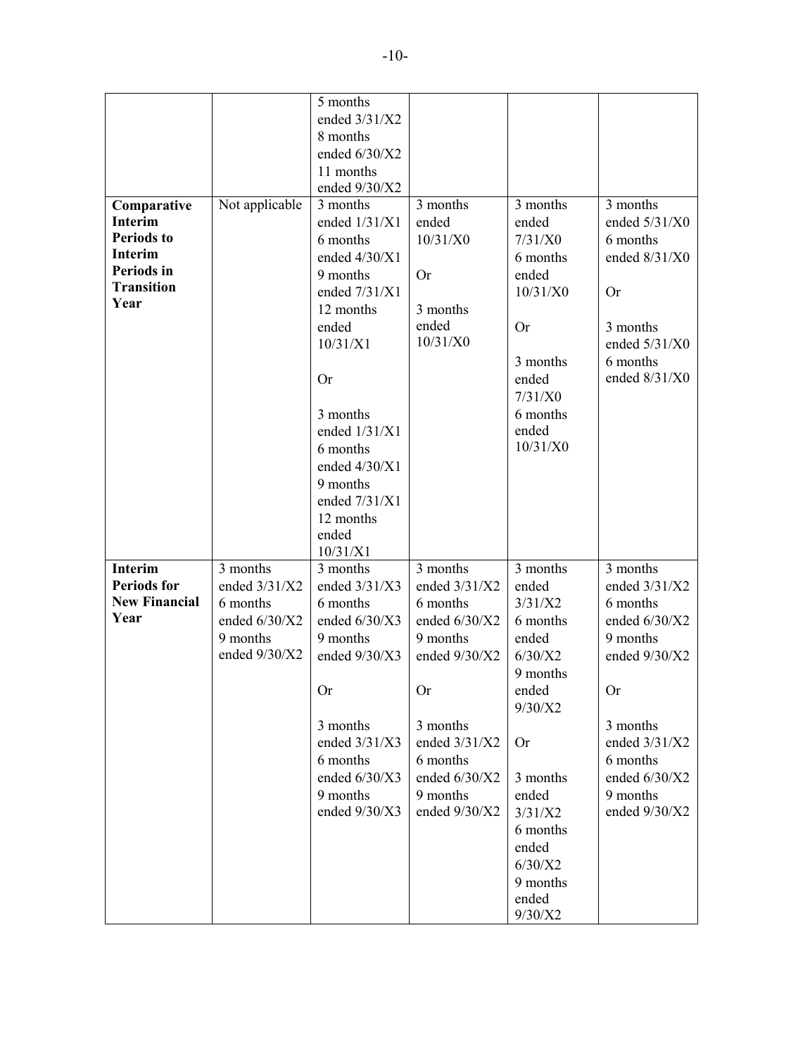| | | | | | |
|---|---|---|---|---|---|
| | | 5 months ended 3/31/X2<br>8 months ended 6/30/X2<br>11 months ended 9/30/X2 | | | |
| **Comparative Interim Periods to Interim Periods in Transition Year** | Not applicable | 3 months ended 1/31/X1<br>6 months ended 4/30/X1<br>9 months ended 7/31/X1<br>12 months ended 10/31/X1<br><br>Or<br><br>3 months ended 1/31/X1<br>6 months ended 4/30/X1<br>9 months ended 7/31/X1<br>12 months ended 10/31/X1 | 3 months ended 10/31/X0<br><br>Or<br><br>3 months ended 10/31/X0 | 3 months ended 7/31/X0<br>6 months ended 10/31/X0<br><br>Or<br><br>3 months ended 7/31/X0<br>6 months ended 10/31/X0 | 3 months ended 5/31/X0<br>6 months ended 8/31/X0<br><br>Or<br><br>3 months ended 5/31/X0<br>6 months ended 8/31/X0 |
| **Interim Periods for New Financial Year** | 3 months ended 3/31/X2<br>6 months ended 6/30/X2<br>9 months ended 9/30/X2 | 3 months ended 3/31/X3<br>6 months ended 6/30/X3<br>9 months ended 9/30/X3<br><br>Or<br><br>3 months ended 3/31/X3<br>6 months ended 6/30/X3<br>9 months ended 9/30/X3 | 3 months ended 3/31/X2<br>6 months ended 6/30/X2<br>9 months ended 9/30/X2<br><br>Or<br><br>3 months ended 3/31/X2<br>6 months ended 6/30/X2<br>9 months ended 9/30/X2 | 3 months ended 3/31/X2<br>6 months ended 6/30/X2<br>9 months ended 9/30/X2<br><br>Or<br><br>3 months ended 3/31/X2<br>6 months ended 6/30/X2<br>9 months ended 9/30/X2 | 3 months ended 3/31/X2<br>6 months ended 6/30/X2<br>9 months ended 9/30/X2<br><br>Or<br><br>3 months ended 3/31/X2<br>6 months ended 6/30/X2<br>9 months ended 9/30/X2 |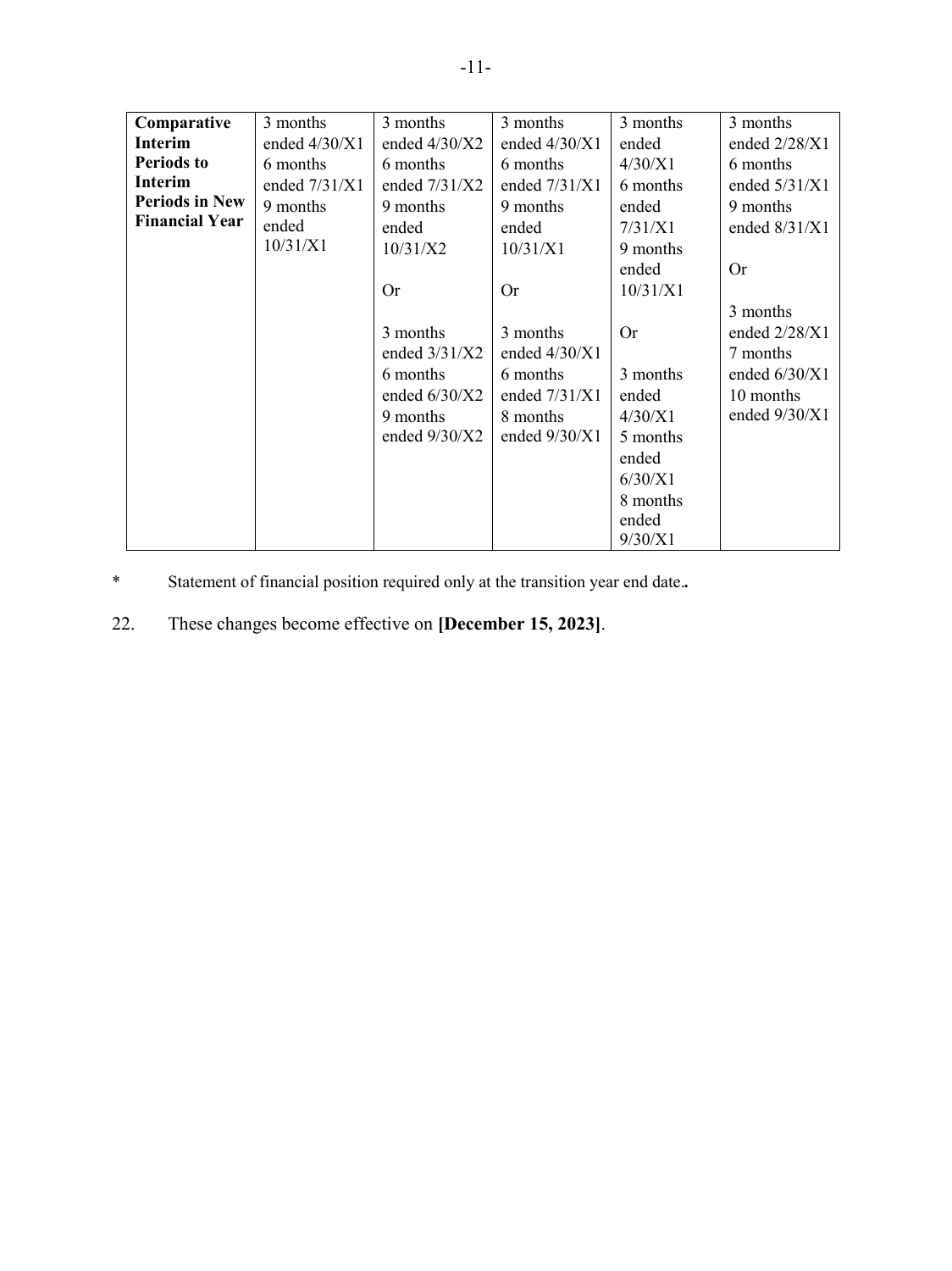| | | | | | |
|---|---|---|---|---|---|
| **Comparative Interim Periods to Interim Periods in New Financial Year** | 3 months ended 4/30/X1<br>6 months ended 7/31/X1<br>9 months ended 10/31/X1 | 3 months ended 4/30/X2<br>6 months ended 7/31/X2<br>9 months ended 10/31/X2<br><br>Or<br><br>3 months ended 3/31/X2<br>6 months ended 6/30/X2<br>9 months ended 9/30/X2 | 3 months ended 4/30/X1<br>6 months ended 7/31/X1<br>9 months ended 10/31/X1<br><br>Or<br><br>3 months ended 4/30/X1<br>6 months ended 7/31/X1<br>8 months ended 9/30/X1 | 3 months ended 4/30/X1<br>6 months ended 7/31/X1<br>9 months ended 10/31/X1<br><br>Or<br><br>3 months ended 4/30/X1<br>5 months ended 6/30/X1<br>8 months ended 9/30/X1 | 3 months ended 2/28/X1<br>6 months ended 5/31/X1<br>9 months ended 8/31/X1<br><br>Or<br><br>3 months ended 2/28/X1<br>7 months ended 6/30/X1<br>10 months ended 9/30/X1 |

\* Statement of financial position required only at the transition year end date..

22. These changes become effective on **[December 15, 2023]**.